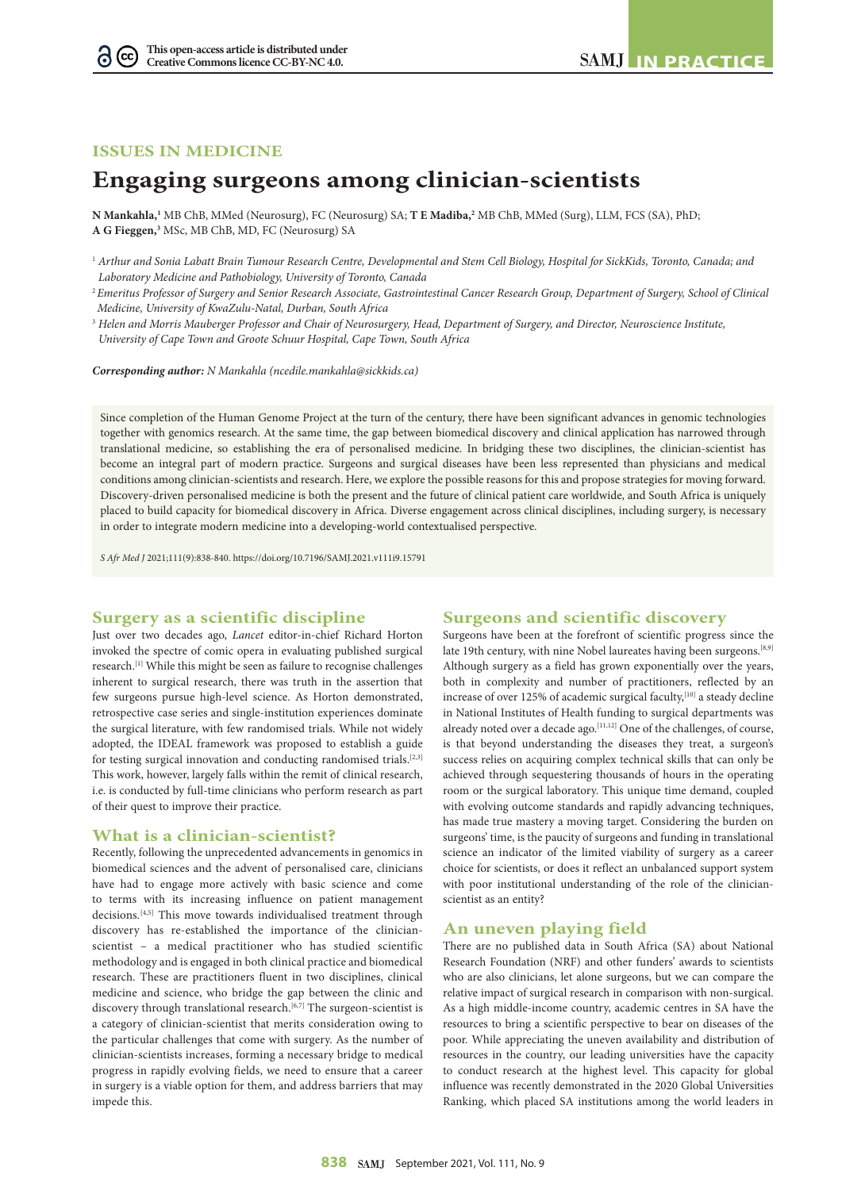## ISSUES IN MEDICINE

# Engaging surgeons among clinician-scientists

**N Mankahla,**[1] MB ChB, MMed (Neurosurg), FC (Neurosurg) SA; **T E Madiba,**[2] MB ChB, MMed (Surg), LLM, FCS (SA), PhD; **A G Fieggen,**[3] MSc, MB ChB, MD, FC (Neurosurg) SA

[1] *Arthur and Sonia Labatt Brain Tumour Research Centre, Developmental and Stem Cell Biology, Hospital for SickKids, Toronto, Canada; and Laboratory Medicine and Pathobiology, University of Toronto, Canada*

[2] *Emeritus Professor of Surgery and Senior Research Associate, Gastrointestinal Cancer Research Group, Department of Surgery, School of Clinical Medicine, University of KwaZulu-Natal, Durban, South Africa*

[3] *Helen and Morris Mauberger Professor and Chair of Neurosurgery, Head, Department of Surgery, and Director, Neuroscience Institute, University of Cape Town and Groote Schuur Hospital, Cape Town, South Africa*

***Corresponding author:*** *N Mankahla (ncedile.mankahla@sickkids.ca)*

Since completion of the Human Genome Project at the turn of the century, there have been significant advances in genomic technologies together with genomics research. At the same time, the gap between biomedical discovery and clinical application has narrowed through translational medicine, so establishing the era of personalised medicine. In bridging these two disciplines, the clinician-scientist has become an integral part of modern practice. Surgeons and surgical diseases have been less represented than physicians and medical conditions among clinician-scientists and research. Here, we explore the possible reasons for this and propose strategies for moving forward. Discovery-driven personalised medicine is both the present and the future of clinical patient care worldwide, and South Africa is uniquely placed to build capacity for biomedical discovery in Africa. Diverse engagement across clinical disciplines, including surgery, is necessary in order to integrate modern medicine into a developing-world contextualised perspective.

*S Afr Med J* 2021;111(9):838-840. https://doi.org/10.7196/SAMJ.2021.v111i9.15791

## Surgery as a scientific discipline

Just over two decades ago, *Lancet* editor-in-chief Richard Horton invoked the spectre of comic opera in evaluating published surgical research.[1] While this might be seen as failure to recognise challenges inherent to surgical research, there was truth in the assertion that few surgeons pursue high-level science. As Horton demonstrated, retrospective case series and single-institution experiences dominate the surgical literature, with few randomised trials. While not widely adopted, the IDEAL framework was proposed to establish a guide for testing surgical innovation and conducting randomised trials.[2,3] This work, however, largely falls within the remit of clinical research, i.e. is conducted by full-time clinicians who perform research as part of their quest to improve their practice.

## What is a clinician-scientist?

Recently, following the unprecedented advancements in genomics in biomedical sciences and the advent of personalised care, clinicians have had to engage more actively with basic science and come to terms with its increasing influence on patient management decisions.[4,5] This move towards individualised treatment through discovery has re-established the importance of the clinician-scientist – a medical practitioner who has studied scientific methodology and is engaged in both clinical practice and biomedical research. These are practitioners fluent in two disciplines, clinical medicine and science, who bridge the gap between the clinic and discovery through translational research.[6,7] The surgeon-scientist is a category of clinician-scientist that merits consideration owing to the particular challenges that come with surgery. As the number of clinician-scientists increases, forming a necessary bridge to medical progress in rapidly evolving fields, we need to ensure that a career in surgery is a viable option for them, and address barriers that may impede this.

## Surgeons and scientific discovery

Surgeons have been at the forefront of scientific progress since the late 19th century, with nine Nobel laureates having been surgeons.[8,9] Although surgery as a field has grown exponentially over the years, both in complexity and number of practitioners, reflected by an increase of over 125% of academic surgical faculty,[10] a steady decline in National Institutes of Health funding to surgical departments was already noted over a decade ago.[11,12] One of the challenges, of course, is that beyond understanding the diseases they treat, a surgeon's success relies on acquiring complex technical skills that can only be achieved through sequestering thousands of hours in the operating room or the surgical laboratory. This unique time demand, coupled with evolving outcome standards and rapidly advancing techniques, has made true mastery a moving target. Considering the burden on surgeons' time, is the paucity of surgeons and funding in translational science an indicator of the limited viability of surgery as a career choice for scientists, or does it reflect an unbalanced support system with poor institutional understanding of the role of the clinician-scientist as an entity?

## An uneven playing field

There are no published data in South Africa (SA) about National Research Foundation (NRF) and other funders' awards to scientists who are also clinicians, let alone surgeons, but we can compare the relative impact of surgical research in comparison with non-surgical. As a high middle-income country, academic centres in SA have the resources to bring a scientific perspective to bear on diseases of the poor. While appreciating the uneven availability and distribution of resources in the country, our leading universities have the capacity to conduct research at the highest level. This capacity for global influence was recently demonstrated in the 2020 Global Universities Ranking, which placed SA institutions among the world leaders in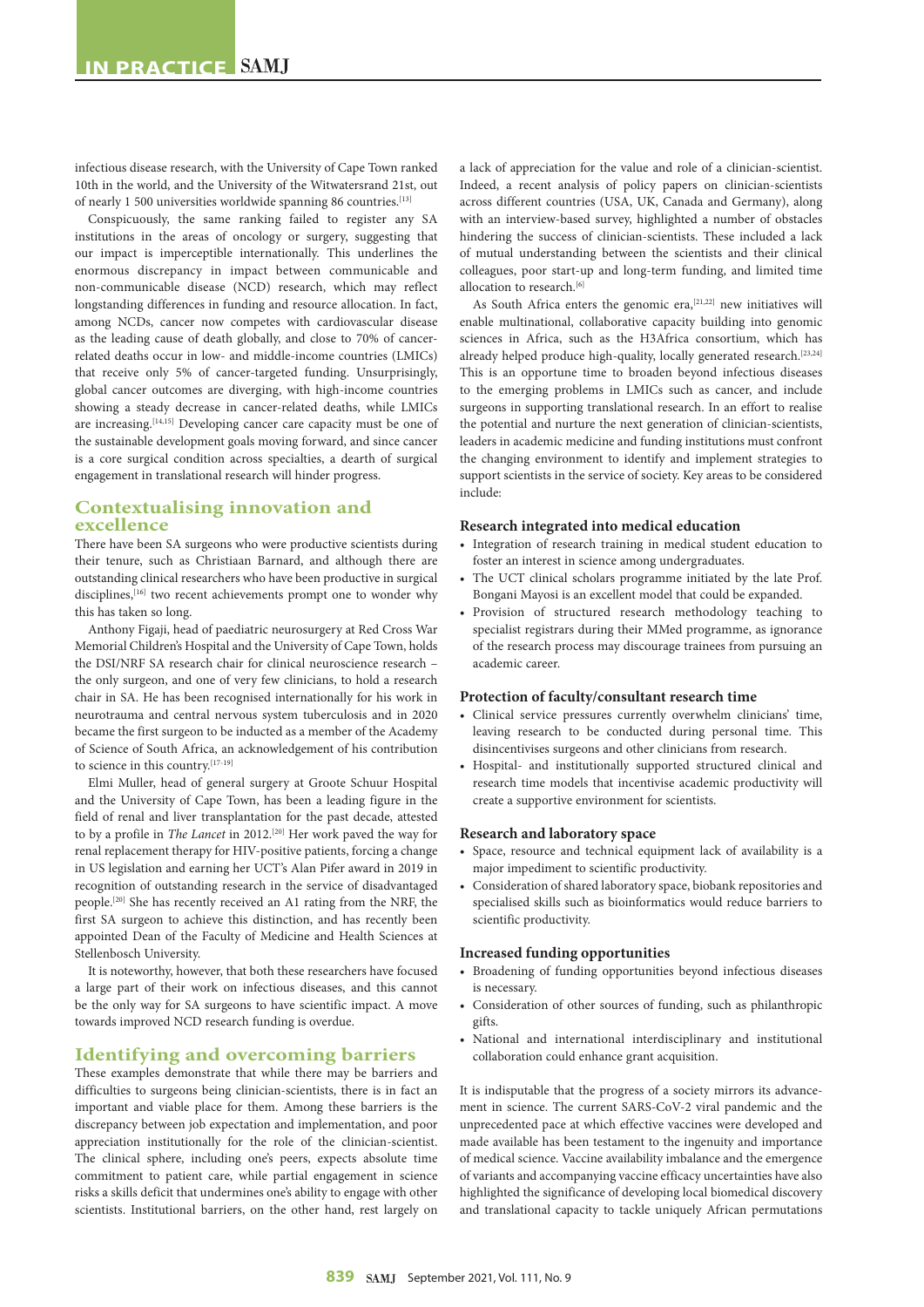infectious disease research, with the University of Cape Town ranked 10th in the world, and the University of the Witwatersrand 21st, out of nearly 1 500 universities worldwide spanning 86 countries.[13]

Conspicuously, the same ranking failed to register any SA institutions in the areas of oncology or surgery, suggesting that our impact is imperceptible internationally. This underlines the enormous discrepancy in impact between communicable and non-communicable disease (NCD) research, which may reflect longstanding differences in funding and resource allocation. In fact, among NCDs, cancer now competes with cardiovascular disease as the leading cause of death globally, and close to 70% of cancer-related deaths occur in low- and middle-income countries (LMICs) that receive only 5% of cancer-targeted funding. Unsurprisingly, global cancer outcomes are diverging, with high-income countries showing a steady decrease in cancer-related deaths, while LMICs are increasing.[14,15] Developing cancer care capacity must be one of the sustainable development goals moving forward, and since cancer is a core surgical condition across specialties, a dearth of surgical engagement in translational research will hinder progress.

## Contextualising innovation and excellence

There have been SA surgeons who were productive scientists during their tenure, such as Christiaan Barnard, and although there are outstanding clinical researchers who have been productive in surgical disciplines,[16] two recent achievements prompt one to wonder why this has taken so long.

Anthony Figaji, head of paediatric neurosurgery at Red Cross War Memorial Children's Hospital and the University of Cape Town, holds the DSI/NRF SA research chair for clinical neuroscience research – the only surgeon, and one of very few clinicians, to hold a research chair in SA. He has been recognised internationally for his work in neurotrauma and central nervous system tuberculosis and in 2020 became the first surgeon to be inducted as a member of the Academy of Science of South Africa, an acknowledgement of his contribution to science in this country.[17-19]

Elmi Muller, head of general surgery at Groote Schuur Hospital and the University of Cape Town, has been a leading figure in the field of renal and liver transplantation for the past decade, attested to by a profile in *The Lancet* in 2012.[20] Her work paved the way for renal replacement therapy for HIV-positive patients, forcing a change in US legislation and earning her UCT's Alan Pifer award in 2019 in recognition of outstanding research in the service of disadvantaged people.[20] She has recently received an A1 rating from the NRF, the first SA surgeon to achieve this distinction, and has recently been appointed Dean of the Faculty of Medicine and Health Sciences at Stellenbosch University.

It is noteworthy, however, that both these researchers have focused a large part of their work on infectious diseases, and this cannot be the only way for SA surgeons to have scientific impact. A move towards improved NCD research funding is overdue.

## Identifying and overcoming barriers

These examples demonstrate that while there may be barriers and difficulties to surgeons being clinician-scientists, there is in fact an important and viable place for them. Among these barriers is the discrepancy between job expectation and implementation, and poor appreciation institutionally for the role of the clinician-scientist. The clinical sphere, including one's peers, expects absolute time commitment to patient care, while partial engagement in science risks a skills deficit that undermines one's ability to engage with other scientists. Institutional barriers, on the other hand, rest largely on a lack of appreciation for the value and role of a clinician-scientist. Indeed, a recent analysis of policy papers on clinician-scientists across different countries (USA, UK, Canada and Germany), along with an interview-based survey, highlighted a number of obstacles hindering the success of clinician-scientists. These included a lack of mutual understanding between the scientists and their clinical colleagues, poor start-up and long-term funding, and limited time allocation to research.[6]

As South Africa enters the genomic era,[21,22] new initiatives will enable multinational, collaborative capacity building into genomic sciences in Africa, such as the H3Africa consortium, which has already helped produce high-quality, locally generated research.[23,24] This is an opportune time to broaden beyond infectious diseases to the emerging problems in LMICs such as cancer, and include surgeons in supporting translational research. In an effort to realise the potential and nurture the next generation of clinician-scientists, leaders in academic medicine and funding institutions must confront the changing environment to identify and implement strategies to support scientists in the service of society. Key areas to be considered include:

### Research integrated into medical education

- Integration of research training in medical student education to foster an interest in science among undergraduates.
- The UCT clinical scholars programme initiated by the late Prof. Bongani Mayosi is an excellent model that could be expanded.
- Provision of structured research methodology teaching to specialist registrars during their MMed programme, as ignorance of the research process may discourage trainees from pursuing an academic career.

### Protection of faculty/consultant research time

- Clinical service pressures currently overwhelm clinicians' time, leaving research to be conducted during personal time. This disincentivises surgeons and other clinicians from research.
- Hospital- and institutionally supported structured clinical and research time models that incentivise academic productivity will create a supportive environment for scientists.

### Research and laboratory space

- Space, resource and technical equipment lack of availability is a major impediment to scientific productivity.
- Consideration of shared laboratory space, biobank repositories and specialised skills such as bioinformatics would reduce barriers to scientific productivity.

### Increased funding opportunities

- Broadening of funding opportunities beyond infectious diseases is necessary.
- Consideration of other sources of funding, such as philanthropic gifts.
- National and international interdisciplinary and institutional collaboration could enhance grant acquisition.

It is indisputable that the progress of a society mirrors its advancement in science. The current SARS-CoV-2 viral pandemic and the unprecedented pace at which effective vaccines were developed and made available has been testament to the ingenuity and importance of medical science. Vaccine availability imbalance and the emergence of variants and accompanying vaccine efficacy uncertainties have also highlighted the significance of developing local biomedical discovery and translational capacity to tackle uniquely African permutations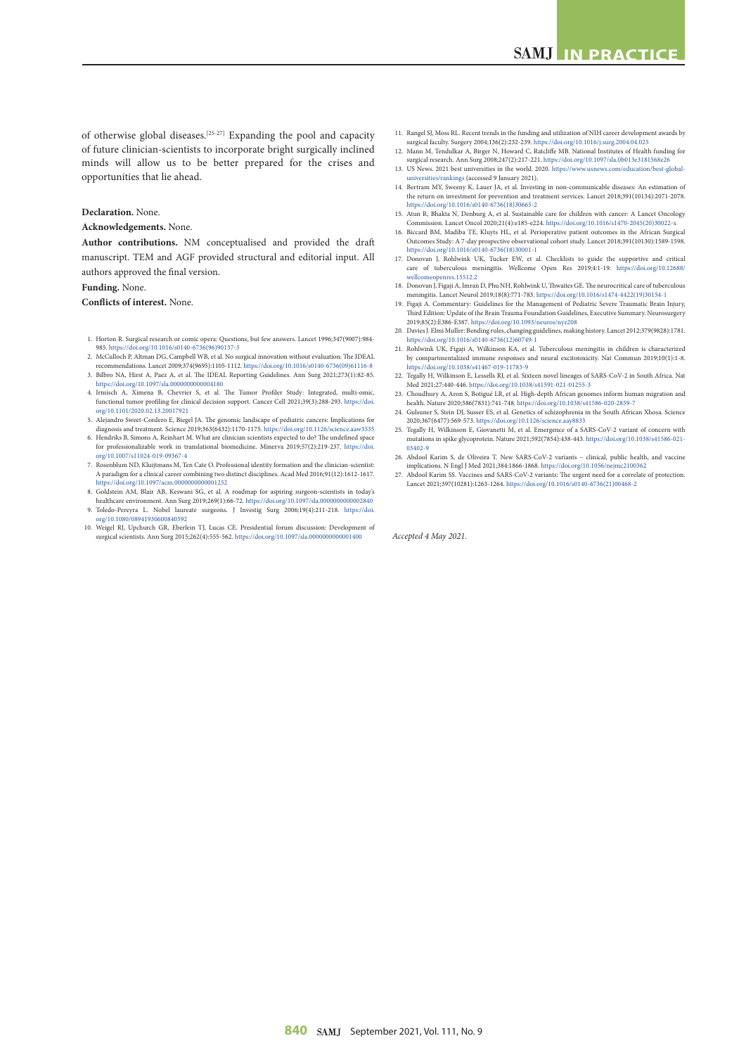of otherwise global diseases.[25-27] Expanding the pool and capacity of future clinician-scientists to incorporate bright surgically inclined minds will allow us to be better prepared for the crises and opportunities that lie ahead.

**Declaration.** None.

**Acknowledgements.** None.

**Author contributions.** NM conceptualised and provided the draft manuscript. TEM and AGF provided structural and editorial input. All authors approved the final version.

**Funding.** None.

**Conflicts of interest.** None.

1. Horton R. Surgical research or comic opera: Questions, but few answers. Lancet 1996;347(9007):984-985. https://doi.org/10.1016/s0140-6736(96)90137-3
2. McCulloch P, Altman DG, Campbell WB, et al. No surgical innovation without evaluation: The IDEAL recommendations. Lancet 2009;374(9695):1105-1112. https://doi.org/10.1016/s0140-6736(09)61116-8
3. Bilbro NA, Hirst A, Paez A, et al. The IDEAL Reporting Guidelines. Ann Surg 2021;273(1):82-85. https://doi.org/10.1097/sla.0000000000004180
4. Irmisch A, Ximena B, Chevrier S, et al. The Tumor Profiler Study: Integrated, multi-omic, functional tumor profiling for clinical decision support. Cancer Cell 2021;39(3):288-293. https://doi.org/10.1101/2020.02.13.20017921
5. Alejandro Sweet-Cordero E, Biegel JA. The genomic landscape of pediatric cancers: Implications for diagnosis and treatment. Science 2019;363(6432):1170-1175. https://doi.org/10.1126/science.aaw3535
6. Hendriks B, Simons A, Reinhart M. What are clinician scientists expected to do? The undefined space for professionalizable work in translational biomedicine. Minerva 2019;57(2):219-237. https://doi.org/10.1007/s11024-019-09367-4
7. Rosenblum ND, Kluijtmans M, Ten Cate O. Professional identity formation and the clinician-scientist: A paradigm for a clinical career combining two distinct disciplines. Acad Med 2016;91(12):1612-1617. https://doi.org/10.1097/acm.0000000000001252
8. Goldstein AM, Blair AB, Keswani SG, et al. A roadmap for aspiring surgeon-scientists in today's healthcare environment. Ann Surg 2019;269(1):66-72. https://doi.org/10.1097/sla.0000000000002840
9. Toledo-Pereyra L. Nobel laureate surgeons. J Investig Surg 2006;19(4):211-218. https://doi.org/10.1080/08941930600840592
10. Weigel RJ, Upchurch GR, Eberlein TJ, Lucas CE. Presidential forum discussion: Development of surgical scientists. Ann Surg 2015;262(4):555-562. https://doi.org/10.1097/sla.0000000000001400
11. Rangel SJ, Moss RL. Recent trends in the funding and utilization of NIH career development awards by surgical faculty. Surgery 2004;136(2):232-239. https://doi.org/10.1016/j.surg.2004.04.025
12. Mann M, Tendulkar A, Birger N, Howard C, Ratcliffe MB. National Institutes of Health funding for surgical research. Ann Surg 2008;247(2):217-221. https://doi.org/10.1097/sla.0b013e3181568e26
13. US News. 2021 best universities in the world. 2020. https://www.usnews.com/education/best-global-universities/rankings (accessed 9 January 2021).
14. Bertram MY, Sweeny K, Lauer JA, et al. Investing in non-communicable diseases: An estimation of the return on investment for prevention and treatment services. Lancet 2018;391(10134):2071-2078. https://doi.org/10.1016/s0140-6736(18)30665-2
15. Atun R, Bhakta N, Denburg A, et al. Sustainable care for children with cancer: A Lancet Oncology Commission. Lancet Oncol 2020;21(4):e185-e224. https://doi.org/10.1016/s1470-2045(20)30022-x
16. Biccard BM, Madiba TE, Kluyts HL, et al. Perioperative patient outcomes in the African Surgical Outcomes Study: A 7-day prospective observational cohort study. Lancet 2018;391(10130):1589-1598. https://doi.org/10.1016/s0140-6736(18)30001-1
17. Donovan J, Rohlwink UK, Tucker EW, et al. Checklists to guide the supportive and critical care of tuberculous meningitis. Wellcome Open Res 2019;4:1-19. https://doi.org/10.12688/wellcomeopenres.15512.2
18. Donovan J, Figaji A, Imran D, Phu NH, Rohlwink U, Thwaites GE. The neurocritical care of tuberculous meningitis. Lancet Neurol 2019;18(8):771-783. https://doi.org/10.1016/s1474-4422(19)30154-1
19. Figaji A. Commentary: Guidelines for the Management of Pediatric Severe Traumatic Brain Injury, Third Edition: Update of the Brain Trauma Foundation Guidelines, Executive Summary. Neurosurgery 2019;85(2):E386-E387. https://doi.org/10.1093/neuros/nyz208
20. Davies J. Elmi Muller: Bending rules, changing guidelines, making history. Lancet 2012;379(9828):1781. https://doi.org/10.1016/s0140-6736(12)60749-1
21. Rohlwink UK, Figaji A, Wilkinson KA, et al. Tuberculous meningitis in children is characterized by compartmentalized immune responses and neural excitotoxicity. Nat Commun 2019;10(1):1-8. https://doi.org/10.1038/s41467-019-11783-9
22. Tegally H, Wilkinson E, Lessells RJ, et al. Sixteen novel lineages of SARS-CoV-2 in South Africa. Nat Med 2021;27:440-446. https://doi.org/10.1038/s41591-021-01255-3
23. Choudhury A, Aron S, Botigué LR, et al. High-depth African genomes inform human migration and health. Nature 2020;586(7831):741-748. https://doi.org/10.1038/s41586-020-2859-7
24. Gulsuner S, Stein DJ, Susser ES, et al. Genetics of schizophrenia in the South African Xhosa. Science 2020;367(6477):569-573. https://doi.org/10.1126/science.aay8833
25. Tegally H, Wilkinson E, Giovanetti M, et al. Emergence of a SARS-CoV-2 variant of concern with mutations in spike glycoprotein. Nature 2021;592(7854):438-443. https://doi.org/10.1038/s41586-021-03402-9
26. Abdool Karim S, de Oliveira T. New SARS-CoV-2 variants – clinical, public health, and vaccine implications. N Engl J Med 2021;384:1866-1868. https://doi.org/10.1056/nejmc2100362
27. Abdool Karim SS. Vaccines and SARS-CoV-2 variants: The urgent need for a correlate of protection. Lancet 2021;397(10281):1263-1264. https://doi.org/10.1016/s0140-6736(21)00468-2

*Accepted 4 May 2021.*